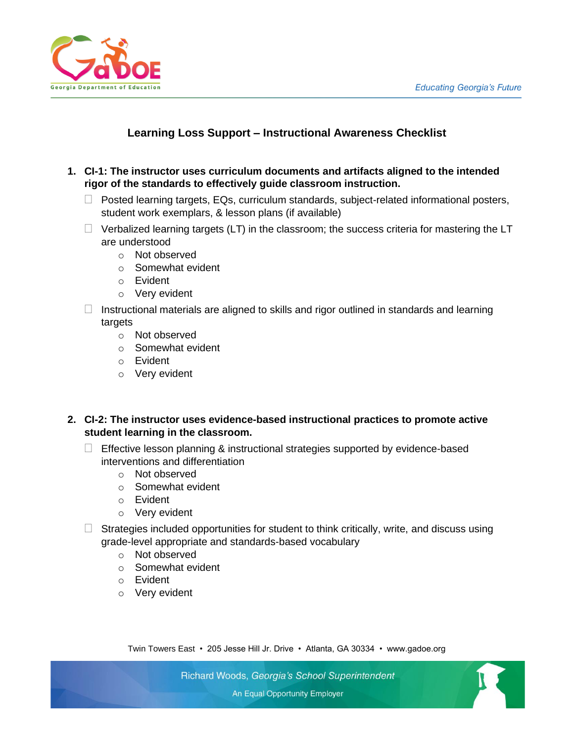# Learning Loss Support – Instructional Awareness Checklist

1. **CI-1: The instructor uses curriculum documents and artifacts aligned to the intended rigor of the standards to effectively guide classroom instruction.**

   - ☐ Posted learning targets, EQs, curriculum standards, subject-related informational posters, student work exemplars, & lesson plans (if available)
   - ☐ Verbalized learning targets (LT) in the classroom; the success criteria for mastering the LT are understood
     - Not observed
     - Somewhat evident
     - Evident
     - Very evident
   - ☐ Instructional materials are aligned to skills and rigor outlined in standards and learning targets
     - Not observed
     - Somewhat evident
     - Evident
     - Very evident

2. **CI-2: The instructor uses evidence-based instructional practices to promote active student learning in the classroom.**

   - ☐ Effective lesson planning & instructional strategies supported by evidence-based interventions and differentiation
     - Not observed
     - Somewhat evident
     - Evident
     - Very evident
   - ☐ Strategies included opportunities for student to think critically, write, and discuss using grade-level appropriate and standards-based vocabulary
     - Not observed
     - Somewhat evident
     - Evident
     - Very evident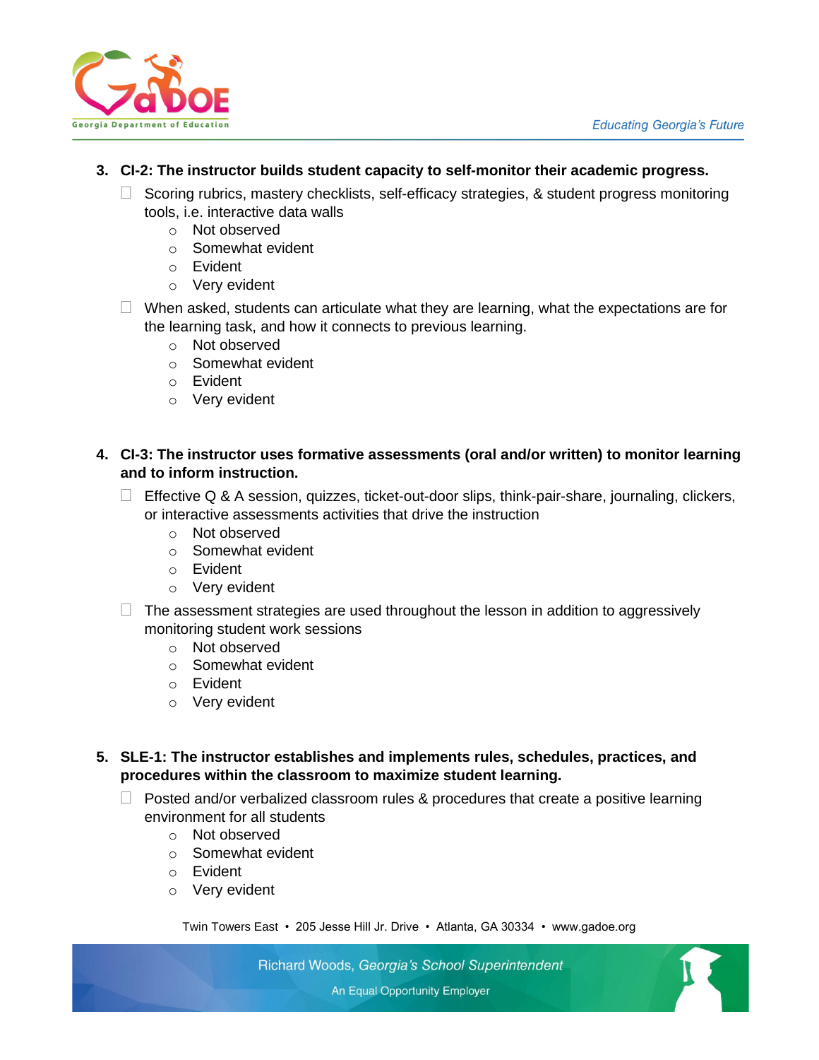3. **CI-2: The instructor builds student capacity to self-monitor their academic progress.**
   - ☐ Scoring rubrics, mastery checklists, self-efficacy strategies, & student progress monitoring tools, i.e. interactive data walls
     - Not observed
     - Somewhat evident
     - Evident
     - Very evident
   - ☐ When asked, students can articulate what they are learning, what the expectations are for the learning task, and how it connects to previous learning.
     - Not observed
     - Somewhat evident
     - Evident
     - Very evident

4. **CI-3: The instructor uses formative assessments (oral and/or written) to monitor learning and to inform instruction.**
   - ☐ Effective Q & A session, quizzes, ticket-out-door slips, think-pair-share, journaling, clickers, or interactive assessments activities that drive the instruction
     - Not observed
     - Somewhat evident
     - Evident
     - Very evident
   - ☐ The assessment strategies are used throughout the lesson in addition to aggressively monitoring student work sessions
     - Not observed
     - Somewhat evident
     - Evident
     - Very evident

5. **SLE-1: The instructor establishes and implements rules, schedules, practices, and procedures within the classroom to maximize student learning.**
   - ☐ Posted and/or verbalized classroom rules & procedures that create a positive learning environment for all students
     - Not observed
     - Somewhat evident
     - Evident
     - Very evident